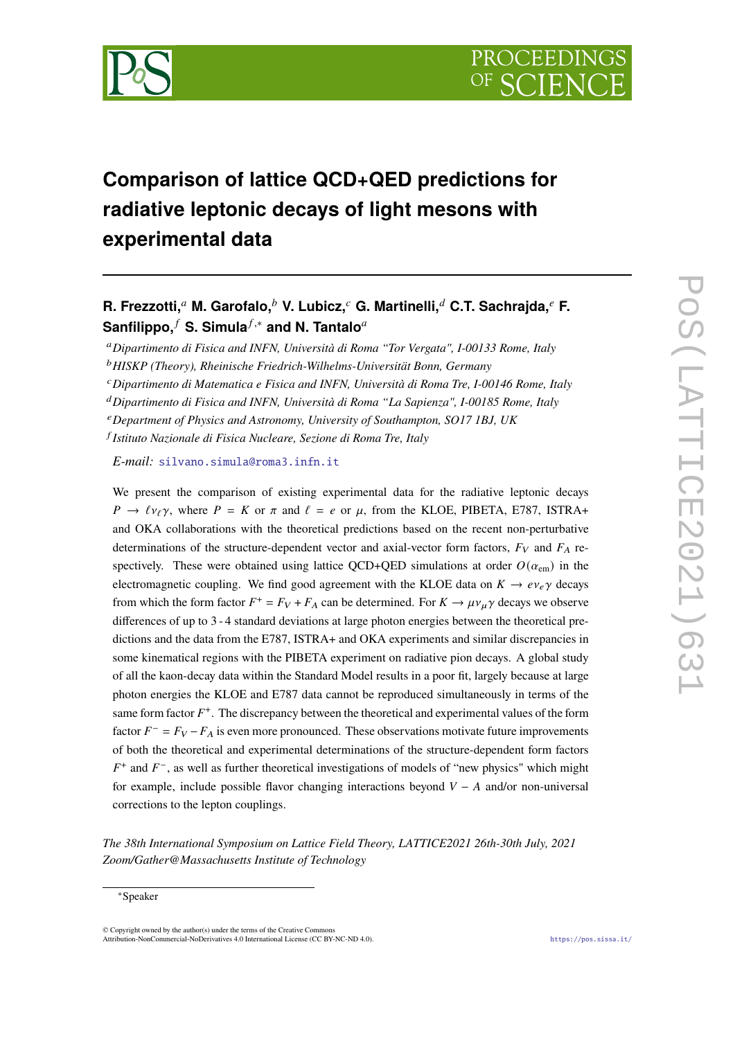# Comparison of lattice QCD+QED predictions for radiative leptonic decays of light mesons with experimental data

**R. Frezzotti,**[a] **M. Garofalo,**[b] **V. Lubicz,**[c] **G. Martinelli,**[d] **C.T. Sachrajda,**[e] **F. Sanfilippo,**[f] **S. Simula**[f,*] **and N. Tantalo**[a]

[a] *Dipartimento di Fisica and INFN, Università di Roma "Tor Vergata", I-00133 Rome, Italy*
[b] *HISKP (Theory), Rheinische Friedrich-Wilhelms-Universität Bonn, Germany*
[c] *Dipartimento di Matematica e Fisica and INFN, Università di Roma Tre, I-00146 Rome, Italy*
[d] *Dipartimento di Fisica and INFN, Università di Roma "La Sapienza", I-00185 Rome, Italy*
[e] *Department of Physics and Astronomy, University of Southampton, SO17 1BJ, UK*
[f] *Istituto Nazionale di Fisica Nucleare, Sezione di Roma Tre, Italy*

*E-mail:* silvano.simula@roma3.infn.it

We present the comparison of existing experimental data for the radiative leptonic decays $P \to \ell \nu_\ell \gamma$, where $P = K$ or $\pi$ and $\ell = e$ or $\mu$, from the KLOE, PIBETA, E787, ISTRA+ and OKA collaborations with the theoretical predictions based on the recent non-perturbative determinations of the structure-dependent vector and axial-vector form factors, $F_V$ and $F_A$ respectively. These were obtained using lattice QCD+QED simulations at order $O(\alpha_{\rm em})$ in the electromagnetic coupling. We find good agreement with the KLOE data on $K \to e \nu_e \gamma$ decays from which the form factor $F^+ = F_V + F_A$ can be determined. For $K \to \mu \nu_\mu \gamma$ decays we observe differences of up to 3 - 4 standard deviations at large photon energies between the theoretical predictions and the data from the E787, ISTRA+ and OKA experiments and similar discrepancies in some kinematical regions with the PIBETA experiment on radiative pion decays. A global study of all the kaon-decay data within the Standard Model results in a poor fit, largely because at large photon energies the KLOE and E787 data cannot be reproduced simultaneously in terms of the same form factor $F^+$. The discrepancy between the theoretical and experimental values of the form factor $F^- = F_V - F_A$ is even more pronounced. These observations motivate future improvements of both the theoretical and experimental determinations of the structure-dependent form factors $F^+$ and $F^-$, as well as further theoretical investigations of models of "new physics" which might for example, include possible flavor changing interactions beyond $V - A$ and/or non-universal corrections to the lepton couplings.

*The 38th International Symposium on Lattice Field Theory, LATTICE2021 26th-30th July, 2021 Zoom/Gather@Massachusetts Institute of Technology*

---

[*] Speaker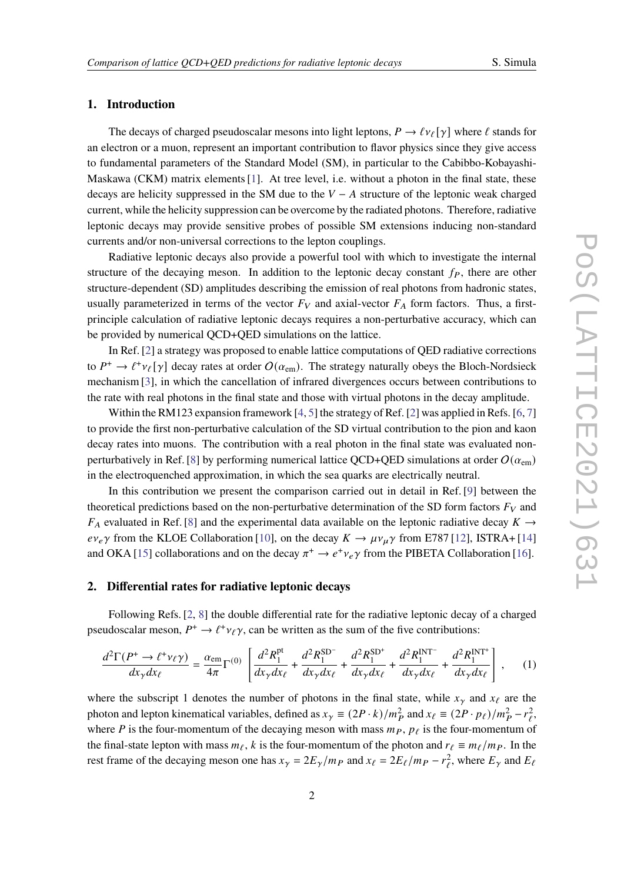## 1. Introduction

The decays of charged pseudoscalar mesons into light leptons, $P \to \ell \nu_\ell [\gamma]$ where $\ell$ stands for an electron or a muon, represent an important contribution to flavor physics since they give access to fundamental parameters of the Standard Model (SM), in particular to the Cabibbo-Kobayashi-Maskawa (CKM) matrix elements [1]. At tree level, i.e. without a photon in the final state, these decays are helicity suppressed in the SM due to the $V - A$ structure of the leptonic weak charged current, while the helicity suppression can be overcome by the radiated photons. Therefore, radiative leptonic decays may provide sensitive probes of possible SM extensions inducing non-standard currents and/or non-universal corrections to the lepton couplings.

Radiative leptonic decays also provide a powerful tool with which to investigate the internal structure of the decaying meson. In addition to the leptonic decay constant $f_P$, there are other structure-dependent (SD) amplitudes describing the emission of real photons from hadronic states, usually parameterized in terms of the vector $F_V$ and axial-vector $F_A$ form factors. Thus, a first-principle calculation of radiative leptonic decays requires a non-perturbative accuracy, which can be provided by numerical QCD+QED simulations on the lattice.

In Ref. [2] a strategy was proposed to enable lattice computations of QED radiative corrections to $P^+ \to \ell^+ \nu_\ell [\gamma]$ decay rates at order $O(\alpha_{\rm em})$. The strategy naturally obeys the Bloch-Nordsieck mechanism [3], in which the cancellation of infrared divergences occurs between contributions to the rate with real photons in the final state and those with virtual photons in the decay amplitude.

Within the RM123 expansion framework [4, 5] the strategy of Ref. [2] was applied in Refs. [6, 7] to provide the first non-perturbative calculation of the SD virtual contribution to the pion and kaon decay rates into muons. The contribution with a real photon in the final state was evaluated non-perturbatively in Ref. [8] by performing numerical lattice QCD+QED simulations at order $O(\alpha_{\rm em})$ in the electroquenched approximation, in which the sea quarks are electrically neutral.

In this contribution we present the comparison carried out in detail in Ref. [9] between the theoretical predictions based on the non-perturbative determination of the SD form factors $F_V$ and $F_A$ evaluated in Ref. [8] and the experimental data available on the leptonic radiative decay $K \to e \nu_e \gamma$ from the KLOE Collaboration [10], on the decay $K \to \mu \nu_\mu \gamma$ from E787 [12], ISTRA+ [14] and OKA [15] collaborations and on the decay $\pi^+ \to e^+ \nu_e \gamma$ from the PIBETA Collaboration [16].

## 2. Differential rates for radiative leptonic decays

Following Refs. [2, 8] the double differential rate for the radiative leptonic decay of a charged pseudoscalar meson, $P^+ \to \ell^+ \nu_\ell \gamma$, can be written as the sum of the five contributions:

$$
\frac{d^2\Gamma(P^+ \to \ell^+ \nu_\ell \gamma)}{dx_\gamma dx_\ell} = \frac{\alpha_{\rm em}}{4\pi} \Gamma^{(0)} \left[ \frac{d^2 R_1^{\rm pt}}{dx_\gamma dx_\ell} + \frac{d^2 R_1^{\rm SD^-}}{dx_\gamma dx_\ell} + \frac{d^2 R_1^{\rm SD^+}}{dx_\gamma dx_\ell} + \frac{d^2 R_1^{\rm INT^-}}{dx_\gamma dx_\ell} + \frac{d^2 R_1^{\rm INT^+}}{dx_\gamma dx_\ell} \right] , \qquad (1)
$$

where the subscript 1 denotes the number of photons in the final state, while $x_\gamma$ and $x_\ell$ are the photon and lepton kinematical variables, defined as $x_\gamma \equiv (2P \cdot k)/m_P^2$ and $x_\ell \equiv (2P \cdot p_\ell)/m_P^2 - r_\ell^2$, where $P$ is the four-momentum of the decaying meson with mass $m_P$, $p_\ell$ is the four-momentum of the final-state lepton with mass $m_\ell$, $k$ is the four-momentum of the photon and $r_\ell \equiv m_\ell / m_P$. In the rest frame of the decaying meson one has $x_\gamma = 2E_\gamma / m_P$ and $x_\ell = 2E_\ell / m_P - r_\ell^2$, where $E_\gamma$ and $E_\ell$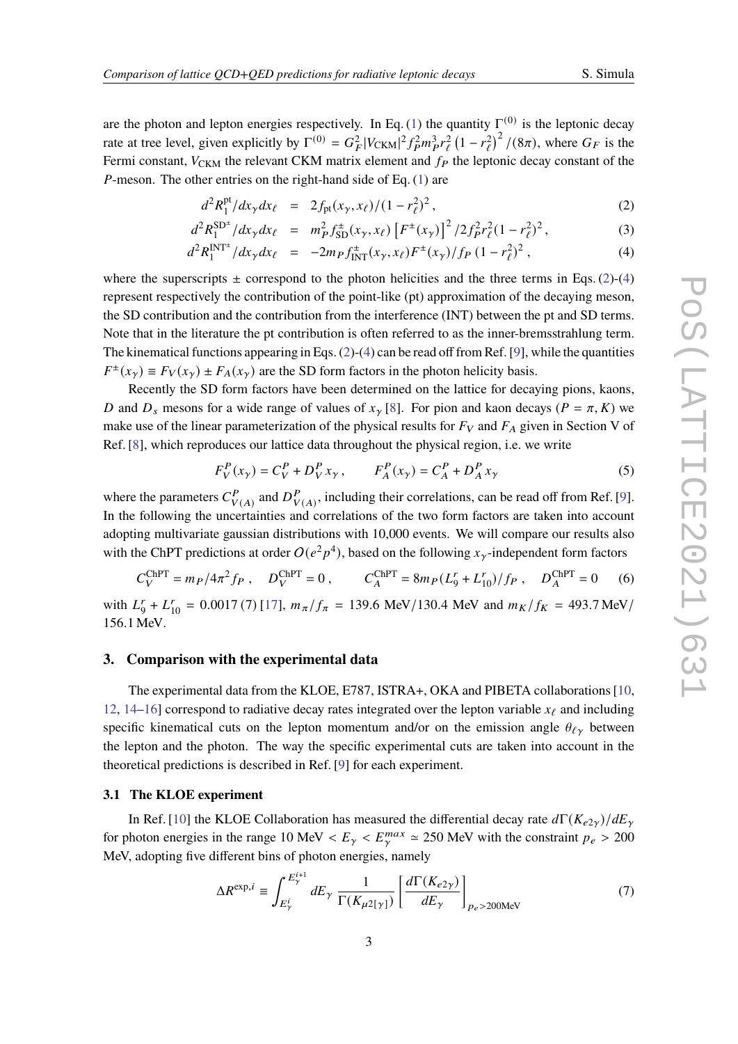are the photon and lepton energies respectively. In Eq. (1) the quantity $\Gamma^{(0)}$ is the leptonic decay rate at tree level, given explicitly by $\Gamma^{(0)} = G_F^2 |V_{\rm CKM}|^2 f_P^2 m_P^3 r_\ell^2 \left(1 - r_\ell^2\right)^2 / (8\pi)$, where $G_F$ is the Fermi constant, $V_{\rm CKM}$ the relevant CKM matrix element and $f_P$ the leptonic decay constant of the $P$-meson. The other entries on the right-hand side of Eq. (1) are

$$d^2 R_1^{\rm pt} / dx_\gamma dx_\ell = 2 f_{\rm pt}(x_\gamma, x_\ell) / (1 - r_\ell^2)^2 \,, \tag{2}$$

$$d^2 R_1^{\rm SD^\pm} / dx_\gamma dx_\ell = m_P^2 f_{\rm SD}^\pm(x_\gamma, x_\ell) \left[F^\pm(x_\gamma)\right]^2 / 2 f_P^2 r_\ell^2 (1 - r_\ell^2)^2 \,, \tag{3}$$

$$d^2 R_1^{\rm INT^\pm} / dx_\gamma dx_\ell = -2 m_P f_{\rm INT}^\pm(x_\gamma, x_\ell) F^\pm(x_\gamma) / f_P \, (1 - r_\ell^2)^2 \,, \tag{4}$$

where the superscripts $\pm$ correspond to the photon helicities and the three terms in Eqs. (2)-(4) represent respectively the contribution of the point-like (pt) approximation of the decaying meson, the SD contribution and the contribution from the interference (INT) between the pt and SD terms. Note that in the literature the pt contribution is often referred to as the inner-bremsstrahlung term. The kinematical functions appearing in Eqs. (2)-(4) can be read off from Ref. [9], while the quantities $F^\pm(x_\gamma) \equiv F_V(x_\gamma) \pm F_A(x_\gamma)$ are the SD form factors in the photon helicity basis.

Recently the SD form factors have been determined on the lattice for decaying pions, kaons, $D$ and $D_s$ mesons for a wide range of values of $x_\gamma$ [8]. For pion and kaon decays ($P = \pi, K$) we make use of the linear parameterization of the physical results for $F_V$ and $F_A$ given in Section V of Ref. [8], which reproduces our lattice data throughout the physical region, i.e. we write

$$F_V^P(x_\gamma) = C_V^P + D_V^P x_\gamma \,, \qquad F_A^P(x_\gamma) = C_A^P + D_A^P x_\gamma \tag{5}$$

where the parameters $C_{V(A)}^P$ and $D_{V(A)}^P$, including their correlations, can be read off from Ref. [9]. In the following the uncertainties and correlations of the two form factors are taken into account adopting multivariate gaussian distributions with 10,000 events. We will compare our results also with the ChPT predictions at order $O(e^2 p^4)$, based on the following $x_\gamma$-independent form factors

$$C_V^{\rm ChPT} = m_P / 4\pi^2 f_P \,, \quad D_V^{\rm ChPT} = 0 \,, \qquad C_A^{\rm ChPT} = 8 m_P (L_9^r + L_{10}^r) / f_P \,, \quad D_A^{\rm ChPT} = 0 \tag{6}$$

with $L_9^r + L_{10}^r = 0.0017\,(7)$ [17], $m_\pi / f_\pi = 139.6$ MeV/130.4 MeV and $m_K / f_K = 493.7$ MeV/156.1 MeV.

## 3. Comparison with the experimental data

The experimental data from the KLOE, E787, ISTRA+, OKA and PIBETA collaborations [10, 12, 14–16] correspond to radiative decay rates integrated over the lepton variable $x_\ell$ and including specific kinematical cuts on the lepton momentum and/or on the emission angle $\theta_{\ell\gamma}$ between the lepton and the photon. The way the specific experimental cuts are taken into account in the theoretical predictions is described in Ref. [9] for each experiment.

### 3.1 The KLOE experiment

In Ref. [10] the KLOE Collaboration has measured the differential decay rate $d\Gamma(K_{e2\gamma})/dE_\gamma$ for photon energies in the range 10 MeV $< E_\gamma < E_\gamma^{max} \simeq 250$ MeV with the constraint $p_e > 200$ MeV, adopting five different bins of photon energies, namely

$$\Delta R^{{\rm exp},i} \equiv \int_{E_\gamma^i}^{E_\gamma^{i+1}} dE_\gamma \, \frac{1}{\Gamma(K_{\mu 2[\gamma]})} \left[\frac{d\Gamma(K_{e2\gamma})}{dE_\gamma}\right]_{p_e > 200 \rm MeV} \tag{7}$$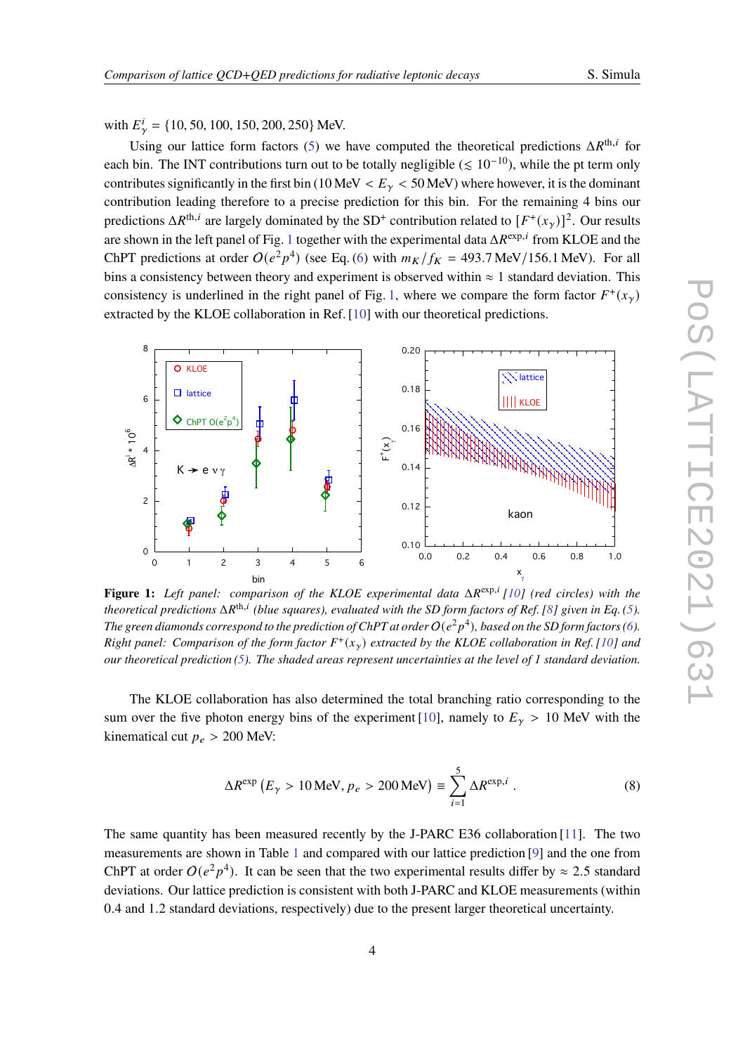with $E^i_\gamma = \{10, 50, 100, 150, 200, 250\}$ MeV.

Using our lattice form factors (5) we have computed the theoretical predictions $\Delta R^{\text{th},i}$ for each bin. The INT contributions turn out to be totally negligible ($\lesssim 10^{-10}$), while the pt term only contributes significantly in the first bin (10 MeV $< E_\gamma <$ 50 MeV) where however, it is the dominant contribution leading therefore to a precise prediction for this bin. For the remaining 4 bins our predictions $\Delta R^{\text{th},i}$ are largely dominated by the SD$^+$ contribution related to $[F^+(x_\gamma)]^2$. Our results are shown in the left panel of Fig. 1 together with the experimental data $\Delta R^{\text{exp},i}$ from KLOE and the ChPT predictions at order $O(e^2p^4)$ (see Eq. (6) with $m_K/f_K$ = 493.7 MeV/156.1 MeV). For all bins a consistency between theory and experiment is observed within $\approx$ 1 standard deviation. This consistency is underlined in the right panel of Fig. 1, where we compare the form factor $F^+(x_\gamma)$ extracted by the KLOE collaboration in Ref. [10] with our theoretical predictions.

**Figure 1:** *Left panel: comparison of the KLOE experimental data $\Delta R^{\text{exp},i}$ [10] (red circles) with the theoretical predictions $\Delta R^{\text{th},i}$ (blue squares), evaluated with the SD form factors of Ref. [8] given in Eq. (5). The green diamonds correspond to the prediction of ChPT at order $O(e^2p^4)$, based on the SD form factors (6). Right panel: Comparison of the form factor $F^+(x_\gamma)$ extracted by the KLOE collaboration in Ref. [10] and our theoretical prediction (5). The shaded areas represent uncertainties at the level of 1 standard deviation.*

The KLOE collaboration has also determined the total branching ratio corresponding to the sum over the five photon energy bins of the experiment [10], namely to $E_\gamma >$ 10 MeV with the kinematical cut $p_e >$ 200 MeV:

$$\Delta R^{\text{exp}}\left(E_\gamma > 10\,\text{MeV}, p_e > 200\,\text{MeV}\right) \equiv \sum_{i=1}^{5} \Delta R^{\text{exp},i} \,. \tag{8}$$

The same quantity has been measured recently by the J-PARC E36 collaboration [11]. The two measurements are shown in Table 1 and compared with our lattice prediction [9] and the one from ChPT at order $O(e^2p^4)$. It can be seen that the two experimental results differ by $\approx$ 2.5 standard deviations. Our lattice prediction is consistent with both J-PARC and KLOE measurements (within 0.4 and 1.2 standard deviations, respectively) due to the present larger theoretical uncertainty.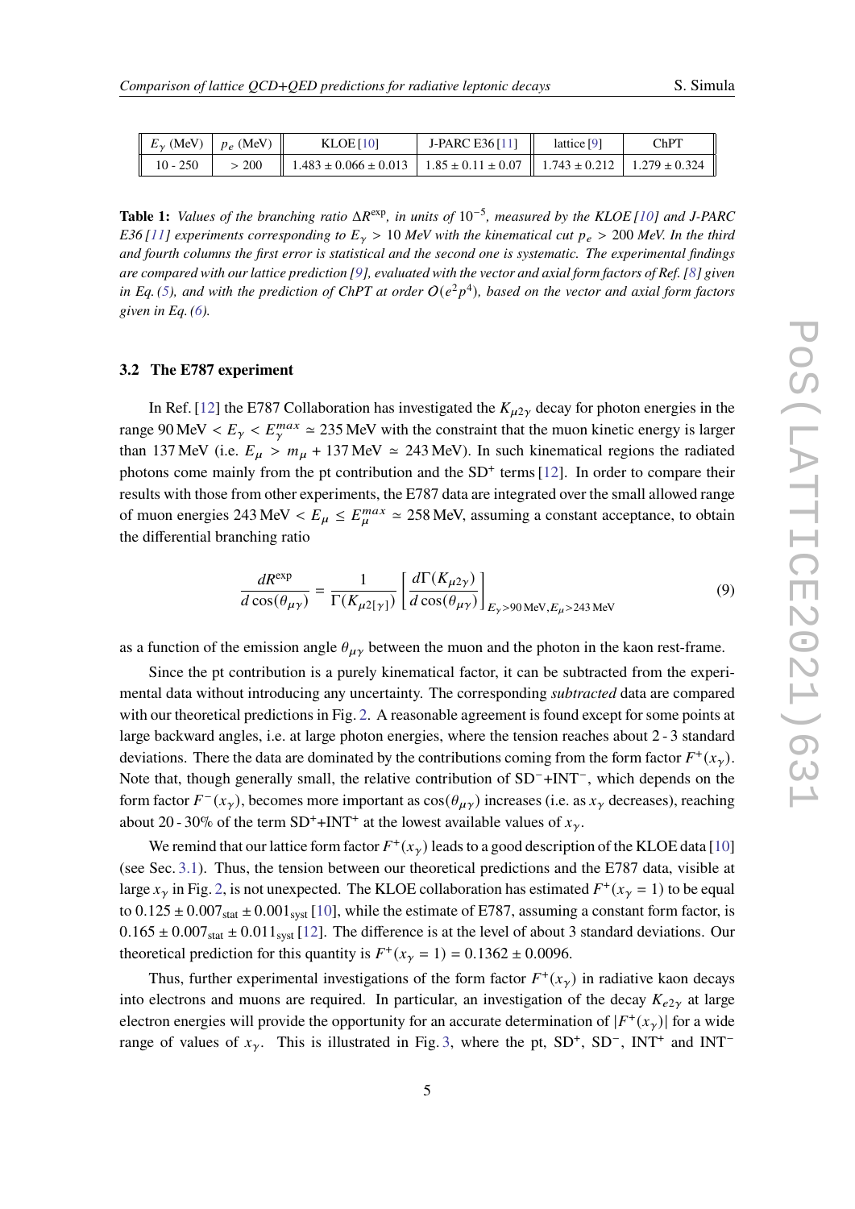| $E_\gamma$ (MeV) | $p_e$ (MeV) | KLOE [10] | J-PARC E36 [11] | lattice [9] | ChPT |
|---|---|---|---|---|---|
| 10 - 250 | > 200 | $1.483 \pm 0.066 \pm 0.013$ | $1.85 \pm 0.11 \pm 0.07$ | $1.743 \pm 0.212$ | $1.279 \pm 0.324$ |

**Table 1:** *Values of the branching ratio $\Delta R^{\rm exp}$, in units of $10^{-5}$, measured by the KLOE [10] and J-PARC E36 [11] experiments corresponding to $E_\gamma > 10$ MeV with the kinematical cut $p_e > 200$ MeV. In the third and fourth columns the first error is statistical and the second one is systematic. The experimental findings are compared with our lattice prediction [9], evaluated with the vector and axial form factors of Ref. [8] given in Eq. (5), and with the prediction of ChPT at order $O(e^2 p^4)$, based on the vector and axial form factors given in Eq. (6).*

### 3.2 The E787 experiment

In Ref. [12] the E787 Collaboration has investigated the $K_{\mu 2\gamma}$ decay for photon energies in the range 90 MeV $< E_\gamma < E_\gamma^{max} \simeq 235$ MeV with the constraint that the muon kinetic energy is larger than 137 MeV (i.e. $E_\mu > m_\mu + 137\,\text{MeV} \simeq 243\,\text{MeV}$). In such kinematical regions the radiated photons come mainly from the pt contribution and the SD$^+$ terms [12]. In order to compare their results with those from other experiments, the E787 data are integrated over the small allowed range of muon energies 243 MeV $< E_\mu \leq E_\mu^{max} \simeq 258$ MeV, assuming a constant acceptance, to obtain the differential branching ratio

$$\frac{dR^{\rm exp}}{d\cos(\theta_{\mu\gamma})} = \frac{1}{\Gamma(K_{\mu 2[\gamma]})} \left[ \frac{d\Gamma(K_{\mu 2\gamma})}{d\cos(\theta_{\mu\gamma})} \right]_{E_\gamma > 90\,\text{MeV}, E_\mu > 243\,\text{MeV}} \tag{9}$$

as a function of the emission angle $\theta_{\mu\gamma}$ between the muon and the photon in the kaon rest-frame.

Since the pt contribution is a purely kinematical factor, it can be subtracted from the experimental data without introducing any uncertainty. The corresponding *subtracted* data are compared with our theoretical predictions in Fig. 2. A reasonable agreement is found except for some points at large backward angles, i.e. at large photon energies, where the tension reaches about 2 - 3 standard deviations. There the data are dominated by the contributions coming from the form factor $F^+(x_\gamma)$. Note that, though generally small, the relative contribution of SD$^-$+INT$^-$, which depends on the form factor $F^-(x_\gamma)$, becomes more important as $\cos(\theta_{\mu\gamma})$ increases (i.e. as $x_\gamma$ decreases), reaching about 20 - 30% of the term SD$^+$+INT$^+$ at the lowest available values of $x_\gamma$.

We remind that our lattice form factor $F^+(x_\gamma)$ leads to a good description of the KLOE data [10] (see Sec. 3.1). Thus, the tension between our theoretical predictions and the E787 data, visible at large $x_\gamma$ in Fig. 2, is not unexpected. The KLOE collaboration has estimated $F^+(x_\gamma = 1)$ to be equal to $0.125 \pm 0.007_{\rm stat} \pm 0.001_{\rm syst}$ [10], while the estimate of E787, assuming a constant form factor, is $0.165 \pm 0.007_{\rm stat} \pm 0.011_{\rm syst}$ [12]. The difference is at the level of about 3 standard deviations. Our theoretical prediction for this quantity is $F^+(x_\gamma = 1) = 0.1362 \pm 0.0096$.

Thus, further experimental investigations of the form factor $F^+(x_\gamma)$ in radiative kaon decays into electrons and muons are required. In particular, an investigation of the decay $K_{e2\gamma}$ at large electron energies will provide the opportunity for an accurate determination of $|F^+(x_\gamma)|$ for a wide range of values of $x_\gamma$. This is illustrated in Fig. 3, where the pt, SD$^+$, SD$^-$, INT$^+$ and INT$^-$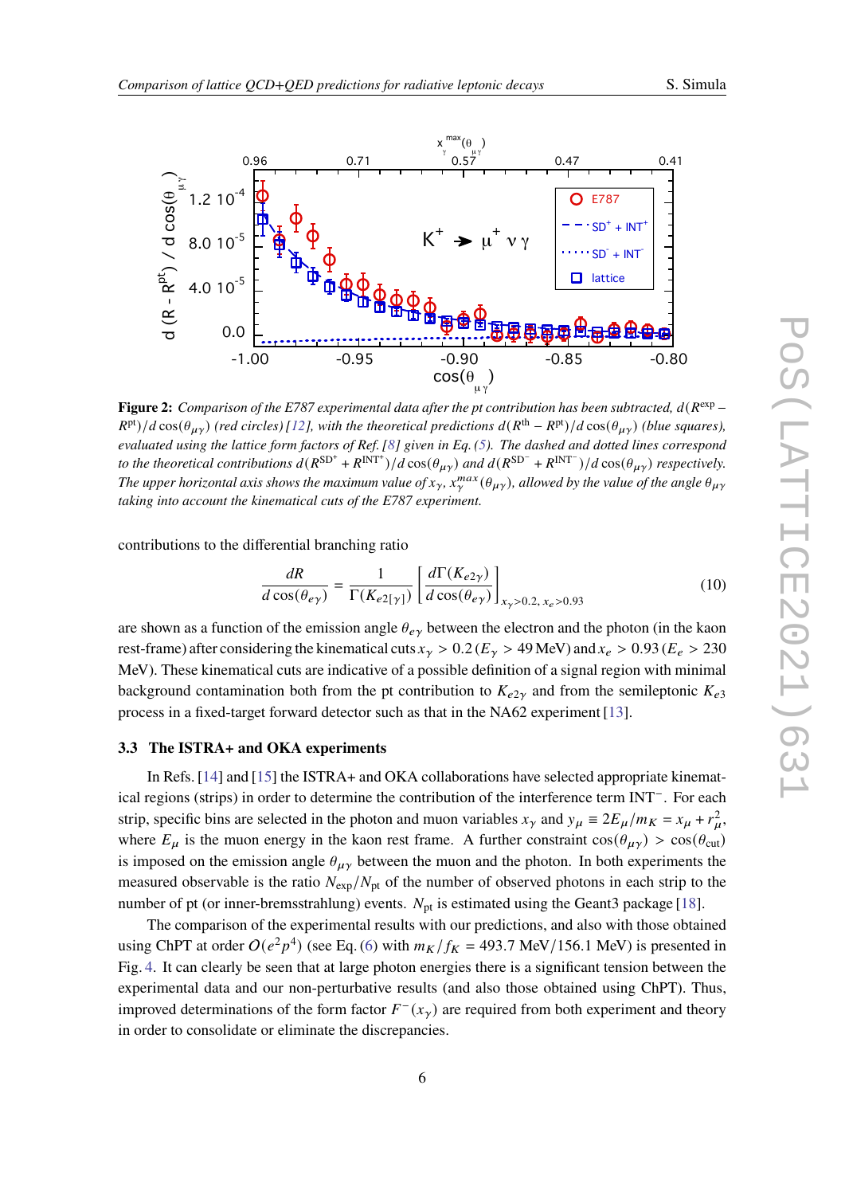**Figure 2:** *Comparison of the E787 experimental data after the pt contribution has been subtracted, $d(R^{\rm exp} - R^{\rm pt})/d\cos(\theta_{\mu\gamma})$ (red circles) [12], with the theoretical predictions $d(R^{\rm th} - R^{\rm pt})/d\cos(\theta_{\mu\gamma})$ (blue squares), evaluated using the lattice form factors of Ref. [8] given in Eq. (5). The dashed and dotted lines correspond to the theoretical contributions $d(R^{\rm SD^+} + R^{\rm INT^+})/d\cos(\theta_{\mu\gamma})$ and $d(R^{\rm SD^-} + R^{\rm INT^-})/d\cos(\theta_{\mu\gamma})$ respectively. The upper horizontal axis shows the maximum value of $x_\gamma$, $x_\gamma^{max}(\theta_{\mu\gamma})$, allowed by the value of the angle $\theta_{\mu\gamma}$ taking into account the kinematical cuts of the E787 experiment.*

contributions to the differential branching ratio

$$\frac{dR}{d\cos(\theta_{e\gamma})} = \frac{1}{\Gamma(K_{e2[\gamma]})}\left[\frac{d\Gamma(K_{e2\gamma})}{d\cos(\theta_{e\gamma})}\right]_{x_\gamma > 0.2,\ x_e > 0.93} \tag{10}$$

are shown as a function of the emission angle $\theta_{e\gamma}$ between the electron and the photon (in the kaon rest-frame) after considering the kinematical cuts $x_\gamma > 0.2$ ($E_\gamma > 49$ MeV) and $x_e > 0.93$ ($E_e > 230$ MeV). These kinematical cuts are indicative of a possible definition of a signal region with minimal background contamination both from the pt contribution to $K_{e2\gamma}$ and from the semileptonic $K_{e3}$ process in a fixed-target forward detector such as that in the NA62 experiment [13].

### 3.3 The ISTRA+ and OKA experiments

In Refs. [14] and [15] the ISTRA+ and OKA collaborations have selected appropriate kinematical regions (strips) in order to determine the contribution of the interference term INT$^-$. For each strip, specific bins are selected in the photon and muon variables $x_\gamma$ and $y_\mu \equiv 2E_\mu/m_K = x_\mu + r_\mu^2$, where $E_\mu$ is the muon energy in the kaon rest frame. A further constraint $\cos(\theta_{\mu\gamma}) > \cos(\theta_{\rm cut})$ is imposed on the emission angle $\theta_{\mu\gamma}$ between the muon and the photon. In both experiments the measured observable is the ratio $N_{\rm exp}/N_{\rm pt}$ of the number of observed photons in each strip to the number of pt (or inner-bremsstrahlung) events. $N_{\rm pt}$ is estimated using the Geant3 package [18].

The comparison of the experimental results with our predictions, and also with those obtained using ChPT at order $O(e^2p^4)$ (see Eq. (6) with $m_K/f_K = 493.7$ MeV$/156.1$ MeV) is presented in Fig. 4. It can clearly be seen that at large photon energies there is a significant tension between the experimental data and our non-perturbative results (and also those obtained using ChPT). Thus, improved determinations of the form factor $F^-(x_\gamma)$ are required from both experiment and theory in order to consolidate or eliminate the discrepancies.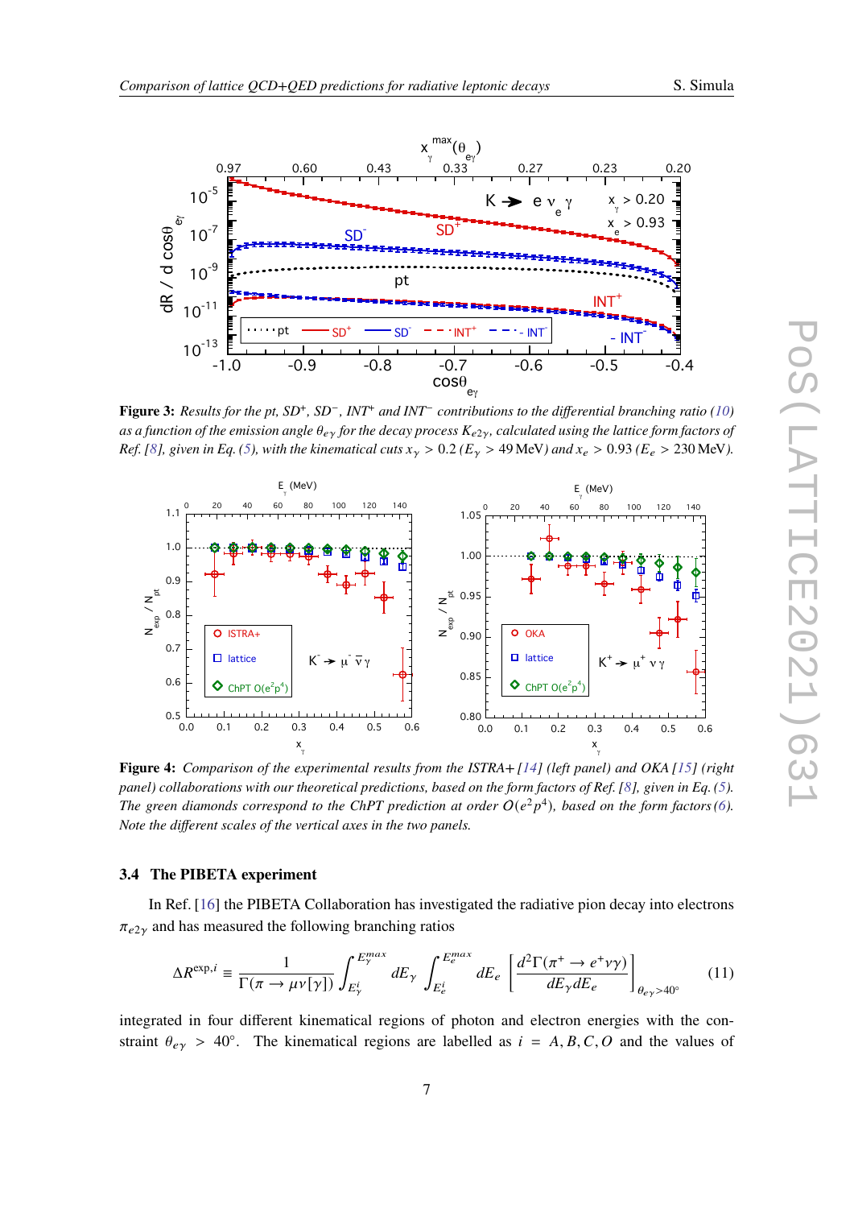**Figure 3:** *Results for the pt, SD$^+$, SD$^-$, INT$^+$ and INT$^-$ contributions to the differential branching ratio (10) as a function of the emission angle $\theta_{e\gamma}$ for the decay process $K_{e2\gamma}$, calculated using the lattice form factors of Ref. [8], given in Eq. (5), with the kinematical cuts $x_\gamma > 0.2$ ($E_\gamma > 49$ MeV) and $x_e > 0.93$ ($E_e > 230$ MeV).*

**Figure 4:** *Comparison of the experimental results from the ISTRA+ [14] (left panel) and OKA [15] (right panel) collaborations with our theoretical predictions, based on the form factors of Ref. [8], given in Eq. (5). The green diamonds correspond to the ChPT prediction at order $O(e^2p^4)$, based on the form factors (6). Note the different scales of the vertical axes in the two panels.*

### 3.4 The PIBETA experiment

In Ref. [16] the PIBETA Collaboration has investigated the radiative pion decay into electrons $\pi_{e2\gamma}$ and has measured the following branching ratios

$$\Delta R^{\exp,i} \equiv \frac{1}{\Gamma(\pi \to \mu\nu[\gamma])} \int_{E_\gamma^i}^{E_\gamma^{max}} dE_\gamma \int_{E_e^i}^{E_e^{max}} dE_e \left[\frac{d^2\Gamma(\pi^+ \to e^+\nu\gamma)}{dE_\gamma dE_e}\right]_{\theta_{e\gamma}>40^\circ} \tag{11}$$

integrated in four different kinematical regions of photon and electron energies with the constraint $\theta_{e\gamma} > 40^\circ$. The kinematical regions are labelled as $i = A, B, C, O$ and the values of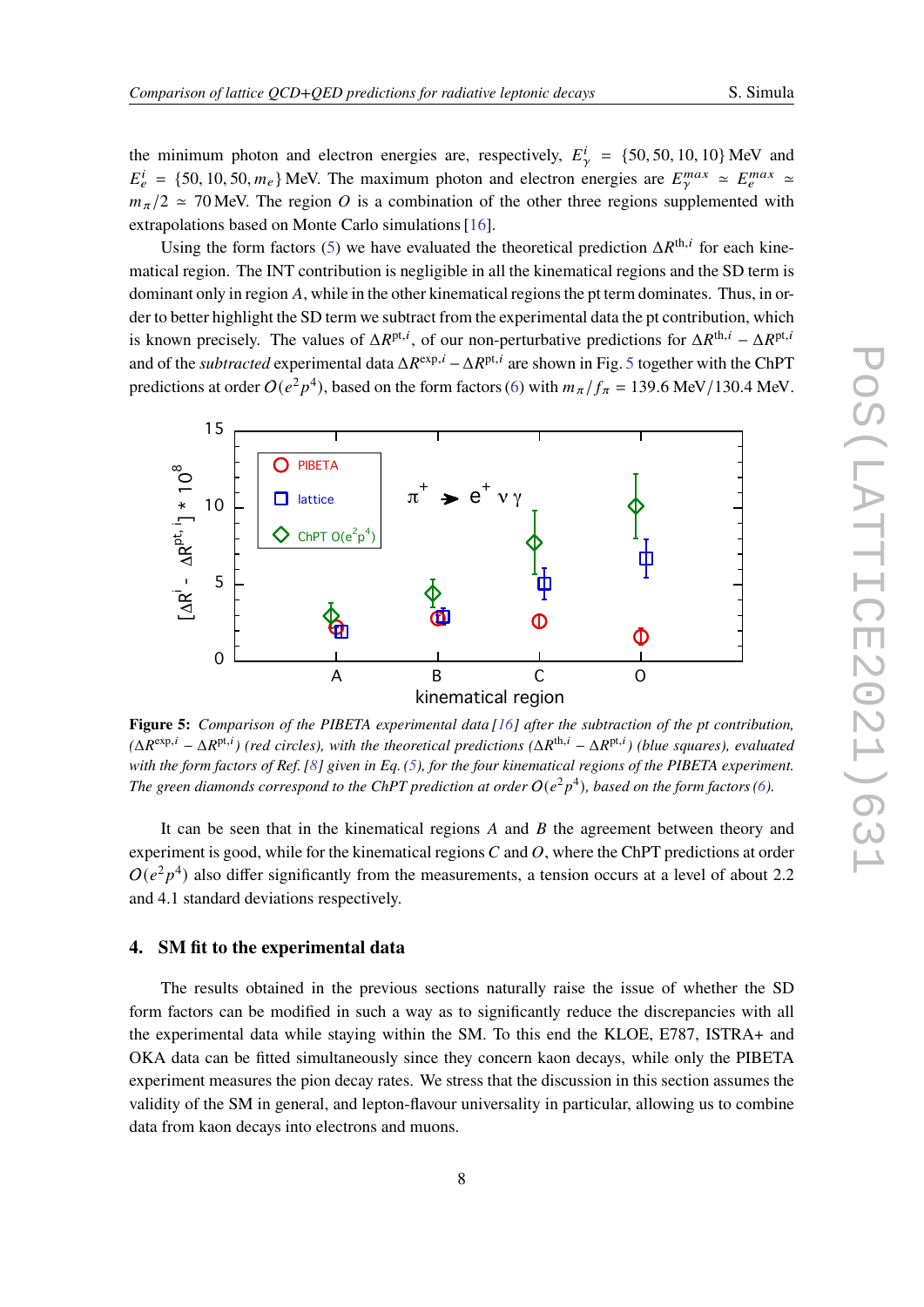the minimum photon and electron energies are, respectively, $E_\gamma^i = \{50, 50, 10, 10\}$ MeV and $E_e^i = \{50, 10, 50, m_e\}$ MeV. The maximum photon and electron energies are $E_\gamma^{max} \simeq E_e^{max} \simeq m_\pi/2 \simeq 70$ MeV. The region $O$ is a combination of the other three regions supplemented with extrapolations based on Monte Carlo simulations [16].

Using the form factors (5) we have evaluated the theoretical prediction $\Delta R^{\mathrm{th},i}$ for each kinematical region. The INT contribution is negligible in all the kinematical regions and the SD term is dominant only in region $A$, while in the other kinematical regions the pt term dominates. Thus, in order to better highlight the SD term we subtract from the experimental data the pt contribution, which is known precisely. The values of $\Delta R^{\mathrm{pt},i}$, of our non-perturbative predictions for $\Delta R^{\mathrm{th},i} - \Delta R^{\mathrm{pt},i}$ and of the *subtracted* experimental data $\Delta R^{\mathrm{exp},i} - \Delta R^{\mathrm{pt},i}$ are shown in Fig. 5 together with the ChPT predictions at order $O(e^2 p^4)$, based on the form factors (6) with $m_\pi / f_\pi = 139.6$ MeV/130.4 MeV.

**Figure 5:** *Comparison of the PIBETA experimental data [16] after the subtraction of the pt contribution, ($\Delta R^{\mathrm{exp},i} - \Delta R^{\mathrm{pt},i}$) (red circles), with the theoretical predictions ($\Delta R^{\mathrm{th},i} - \Delta R^{\mathrm{pt},i}$) (blue squares), evaluated with the form factors of Ref. [8] given in Eq. (5), for the four kinematical regions of the PIBETA experiment. The green diamonds correspond to the ChPT prediction at order $O(e^2 p^4)$, based on the form factors (6).*

It can be seen that in the kinematical regions $A$ and $B$ the agreement between theory and experiment is good, while for the kinematical regions $C$ and $O$, where the ChPT predictions at order $O(e^2 p^4)$ also differ significantly from the measurements, a tension occurs at a level of about 2.2 and 4.1 standard deviations respectively.

## 4. SM fit to the experimental data

The results obtained in the previous sections naturally raise the issue of whether the SD form factors can be modified in such a way as to significantly reduce the discrepancies with all the experimental data while staying within the SM. To this end the KLOE, E787, ISTRA+ and OKA data can be fitted simultaneously since they concern kaon decays, while only the PIBETA experiment measures the pion decay rates. We stress that the discussion in this section assumes the validity of the SM in general, and lepton-flavour universality in particular, allowing us to combine data from kaon decays into electrons and muons.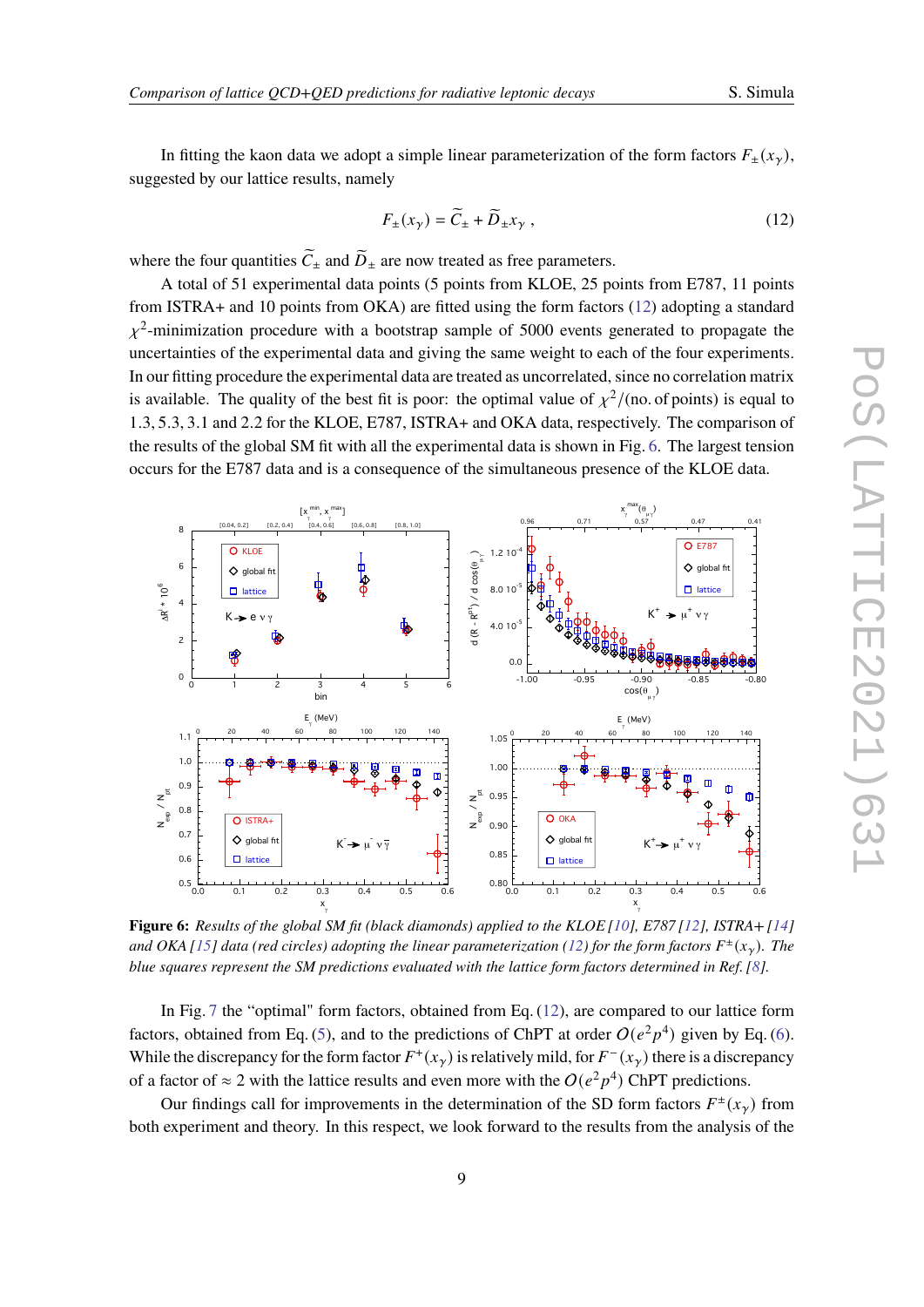In fitting the kaon data we adopt a simple linear parameterization of the form factors $F_\pm(x_\gamma)$, suggested by our lattice results, namely

$$F_\pm(x_\gamma) = \widetilde{C}_\pm + \widetilde{D}_\pm x_\gamma \,, \tag{12}$$

where the four quantities $\widetilde{C}_\pm$ and $\widetilde{D}_\pm$ are now treated as free parameters.

A total of 51 experimental data points (5 points from KLOE, 25 points from E787, 11 points from ISTRA+ and 10 points from OKA) are fitted using the form factors (12) adopting a standard $\chi^2$-minimization procedure with a bootstrap sample of 5000 events generated to propagate the uncertainties of the experimental data and giving the same weight to each of the four experiments. In our fitting procedure the experimental data are treated as uncorrelated, since no correlation matrix is available. The quality of the best fit is poor: the optimal value of $\chi^2/(\text{no. of points})$ is equal to 1.3, 5.3, 3.1 and 2.2 for the KLOE, E787, ISTRA+ and OKA data, respectively. The comparison of the results of the global SM fit with all the experimental data is shown in Fig. 6. The largest tension occurs for the E787 data and is a consequence of the simultaneous presence of the KLOE data.

**Figure 6:** *Results of the global SM fit (black diamonds) applied to the KLOE [10], E787 [12], ISTRA+ [14] and OKA [15] data (red circles) adopting the linear parameterization (12) for the form factors $F^\pm(x_\gamma)$. The blue squares represent the SM predictions evaluated with the lattice form factors determined in Ref. [8].*

In Fig. 7 the "optimal" form factors, obtained from Eq. (12), are compared to our lattice form factors, obtained from Eq. (5), and to the predictions of ChPT at order $O(e^2p^4)$ given by Eq. (6). While the discrepancy for the form factor $F^+(x_\gamma)$ is relatively mild, for $F^-(x_\gamma)$ there is a discrepancy of a factor of $\approx 2$ with the lattice results and even more with the $O(e^2p^4)$ ChPT predictions.

Our findings call for improvements in the determination of the SD form factors $F^\pm(x_\gamma)$ from both experiment and theory. In this respect, we look forward to the results from the analysis of the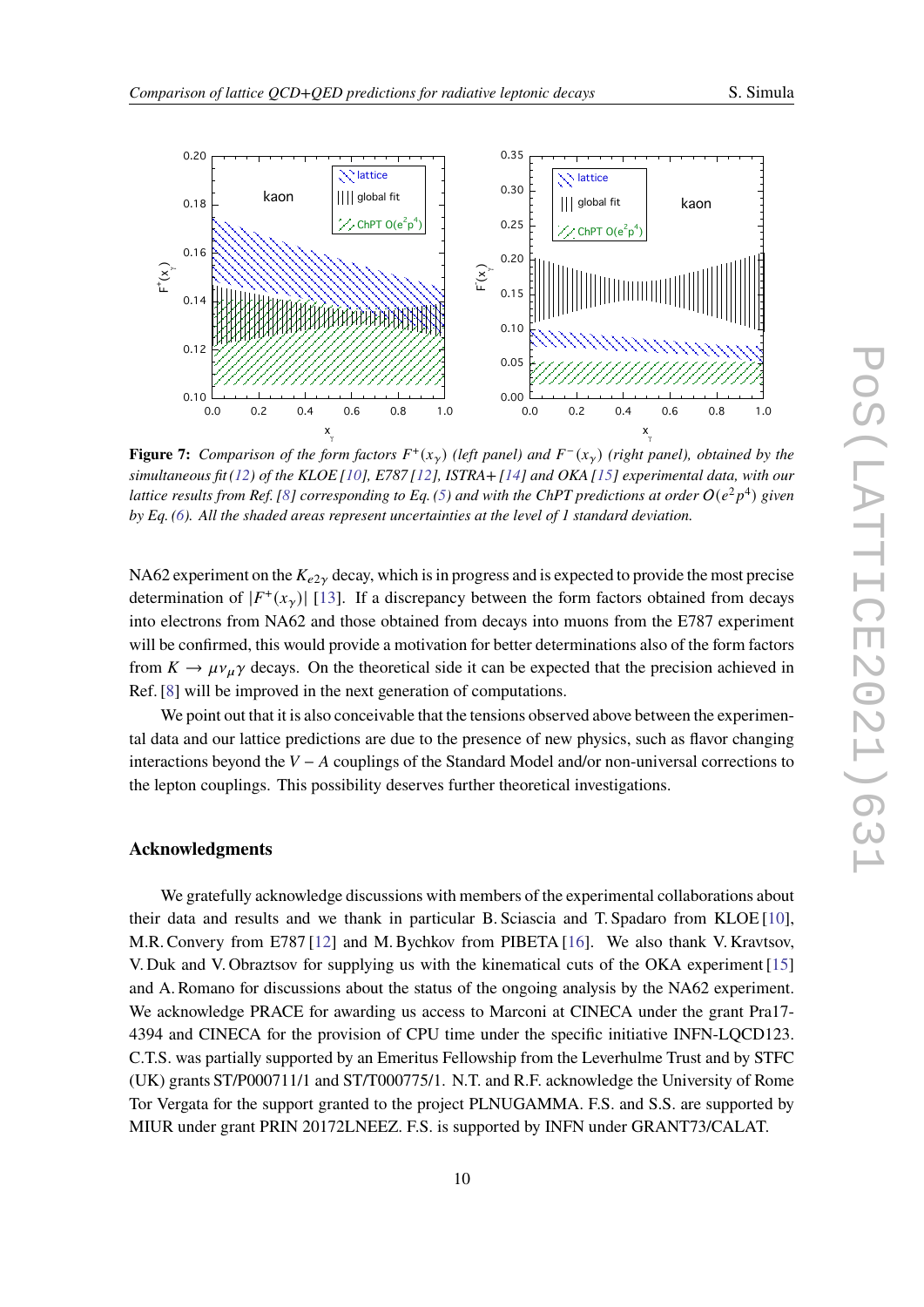**Figure 7:** *Comparison of the form factors $F^+(x_\gamma)$ (left panel) and $F^-(x_\gamma)$ (right panel), obtained by the simultaneous fit (12) of the KLOE [10], E787 [12], ISTRA+ [14] and OKA [15] experimental data, with our lattice results from Ref. [8] corresponding to Eq. (5) and with the ChPT predictions at order $O(e^2p^4)$ given by Eq. (6). All the shaded areas represent uncertainties at the level of 1 standard deviation.*

NA62 experiment on the $K_{e2\gamma}$ decay, which is in progress and is expected to provide the most precise determination of $|F^+(x_\gamma)|$ [13]. If a discrepancy between the form factors obtained from decays into electrons from NA62 and those obtained from decays into muons from the E787 experiment will be confirmed, this would provide a motivation for better determinations also of the form factors from $K \to \mu\nu_\mu\gamma$ decays. On the theoretical side it can be expected that the precision achieved in Ref. [8] will be improved in the next generation of computations.

We point out that it is also conceivable that the tensions observed above between the experimental data and our lattice predictions are due to the presence of new physics, such as flavor changing interactions beyond the $V-A$ couplings of the Standard Model and/or non-universal corrections to the lepton couplings. This possibility deserves further theoretical investigations.

## Acknowledgments

We gratefully acknowledge discussions with members of the experimental collaborations about their data and results and we thank in particular B. Sciascia and T. Spadaro from KLOE [10], M.R. Convery from E787 [12] and M. Bychkov from PIBETA [16]. We also thank V. Kravtsov, V. Duk and V. Obraztsov for supplying us with the kinematical cuts of the OKA experiment [15] and A. Romano for discussions about the status of the ongoing analysis by the NA62 experiment. We acknowledge PRACE for awarding us access to Marconi at CINECA under the grant Pra17-4394 and CINECA for the provision of CPU time under the specific initiative INFN-LQCD123. C.T.S. was partially supported by an Emeritus Fellowship from the Leverhulme Trust and by STFC (UK) grants ST/P000711/1 and ST/T000775/1. N.T. and R.F. acknowledge the University of Rome Tor Vergata for the support granted to the project PLNUGAMMA. F.S. and S.S. are supported by MIUR under grant PRIN 20172LNEEZ. F.S. is supported by INFN under GRANT73/CALAT.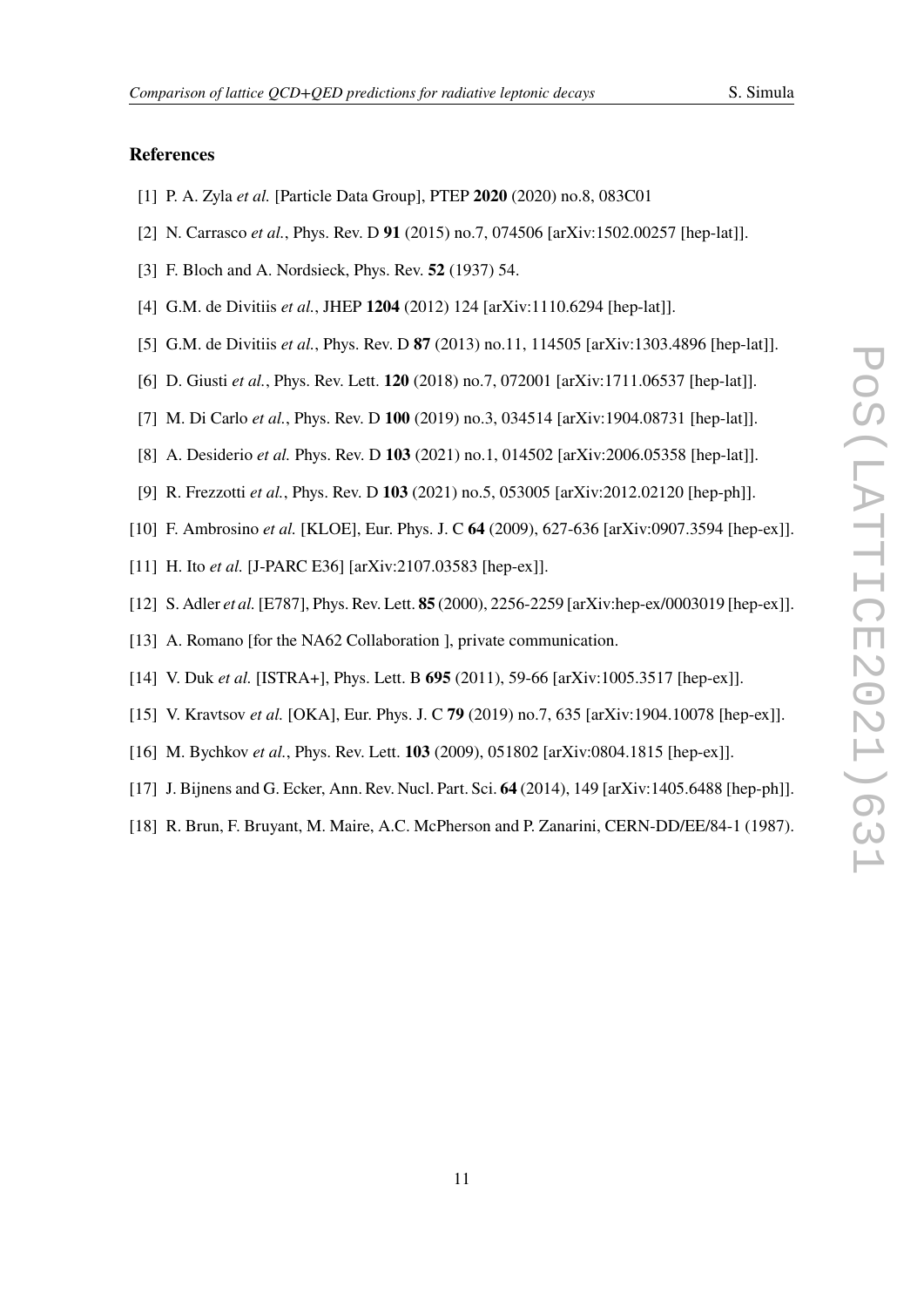## References

[1] P. A. Zyla *et al.* [Particle Data Group], PTEP **2020** (2020) no.8, 083C01

[2] N. Carrasco *et al.*, Phys. Rev. D **91** (2015) no.7, 074506 [arXiv:1502.00257 [hep-lat]].

[3] F. Bloch and A. Nordsieck, Phys. Rev. **52** (1937) 54.

[4] G.M. de Divitiis *et al.*, JHEP **1204** (2012) 124 [arXiv:1110.6294 [hep-lat]].

[5] G.M. de Divitiis *et al.*, Phys. Rev. D **87** (2013) no.11, 114505 [arXiv:1303.4896 [hep-lat]].

[6] D. Giusti *et al.*, Phys. Rev. Lett. **120** (2018) no.7, 072001 [arXiv:1711.06537 [hep-lat]].

[7] M. Di Carlo *et al.*, Phys. Rev. D **100** (2019) no.3, 034514 [arXiv:1904.08731 [hep-lat]].

[8] A. Desiderio *et al.* Phys. Rev. D **103** (2021) no.1, 014502 [arXiv:2006.05358 [hep-lat]].

[9] R. Frezzotti *et al.*, Phys. Rev. D **103** (2021) no.5, 053005 [arXiv:2012.02120 [hep-ph]].

[10] F. Ambrosino *et al.* [KLOE], Eur. Phys. J. C **64** (2009), 627-636 [arXiv:0907.3594 [hep-ex]].

[11] H. Ito *et al.* [J-PARC E36] [arXiv:2107.03583 [hep-ex]].

[12] S. Adler *et al.* [E787], Phys. Rev. Lett. **85** (2000), 2256-2259 [arXiv:hep-ex/0003019 [hep-ex]].

[13] A. Romano [for the NA62 Collaboration ], private communication.

[14] V. Duk *et al.* [ISTRA+], Phys. Lett. B **695** (2011), 59-66 [arXiv:1005.3517 [hep-ex]].

[15] V. Kravtsov *et al.* [OKA], Eur. Phys. J. C **79** (2019) no.7, 635 [arXiv:1904.10078 [hep-ex]].

[16] M. Bychkov *et al.*, Phys. Rev. Lett. **103** (2009), 051802 [arXiv:0804.1815 [hep-ex]].

[17] J. Bijnens and G. Ecker, Ann. Rev. Nucl. Part. Sci. **64** (2014), 149 [arXiv:1405.6488 [hep-ph]].

[18] R. Brun, F. Bruyant, M. Maire, A.C. McPherson and P. Zanarini, CERN-DD/EE/84-1 (1987).